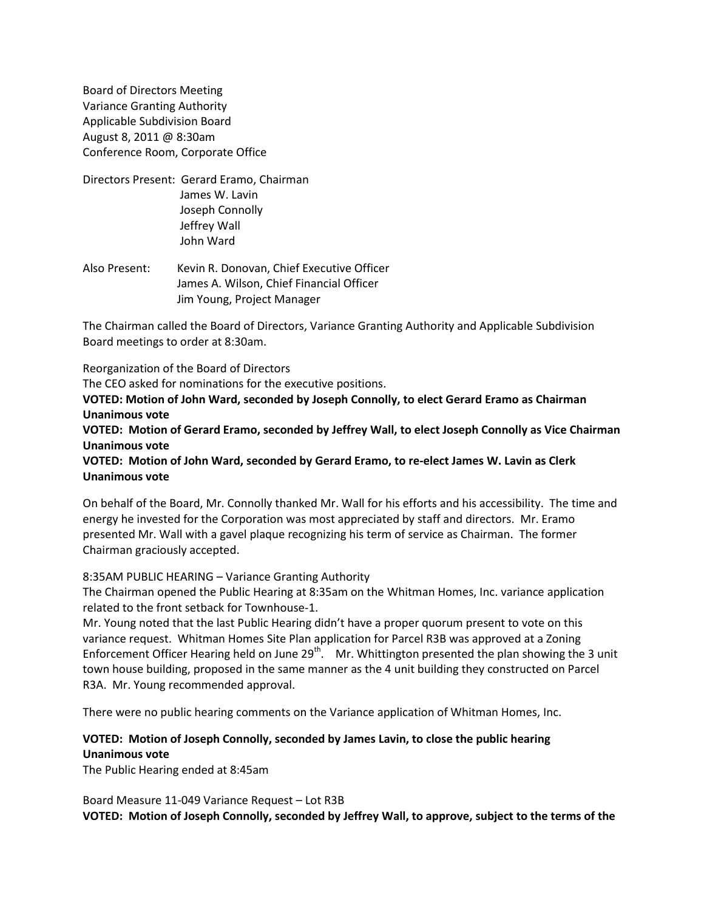Board of Directors Meeting
Variance Granting Authority
Applicable Subdivision Board
August 8, 2011 @ 8:30am
Conference Room, Corporate Office

Directors Present: Gerard Eramo, Chairman
James W. Lavin
Joseph Connolly
Jeffrey Wall
John Ward

Also Present: Kevin R. Donovan, Chief Executive Officer
James A. Wilson, Chief Financial Officer
Jim Young, Project Manager

The Chairman called the Board of Directors, Variance Granting Authority and Applicable Subdivision Board meetings to order at 8:30am.

Reorganization of the Board of Directors
The CEO asked for nominations for the executive positions.
**VOTED: Motion of John Ward, seconded by Joseph Connolly, to elect Gerard Eramo as Chairman**
**Unanimous vote**
**VOTED: Motion of Gerard Eramo, seconded by Jeffrey Wall, to elect Joseph Connolly as Vice Chairman**
**Unanimous vote**
**VOTED: Motion of John Ward, seconded by Gerard Eramo, to re-elect James W. Lavin as Clerk**
**Unanimous vote**

On behalf of the Board, Mr. Connolly thanked Mr. Wall for his efforts and his accessibility. The time and energy he invested for the Corporation was most appreciated by staff and directors. Mr. Eramo presented Mr. Wall with a gavel plaque recognizing his term of service as Chairman. The former Chairman graciously accepted.

8:35AM PUBLIC HEARING – Variance Granting Authority
The Chairman opened the Public Hearing at 8:35am on the Whitman Homes, Inc. variance application related to the front setback for Townhouse-1.
Mr. Young noted that the last Public Hearing didn't have a proper quorum present to vote on this variance request. Whitman Homes Site Plan application for Parcel R3B was approved at a Zoning Enforcement Officer Hearing held on June 29th. Mr. Whittington presented the plan showing the 3 unit town house building, proposed in the same manner as the 4 unit building they constructed on Parcel R3A. Mr. Young recommended approval.

There were no public hearing comments on the Variance application of Whitman Homes, Inc.

**VOTED: Motion of Joseph Connolly, seconded by James Lavin, to close the public hearing**
**Unanimous vote**
The Public Hearing ended at 8:45am

Board Measure 11-049 Variance Request – Lot R3B
**VOTED: Motion of Joseph Connolly, seconded by Jeffrey Wall, to approve, subject to the terms of the**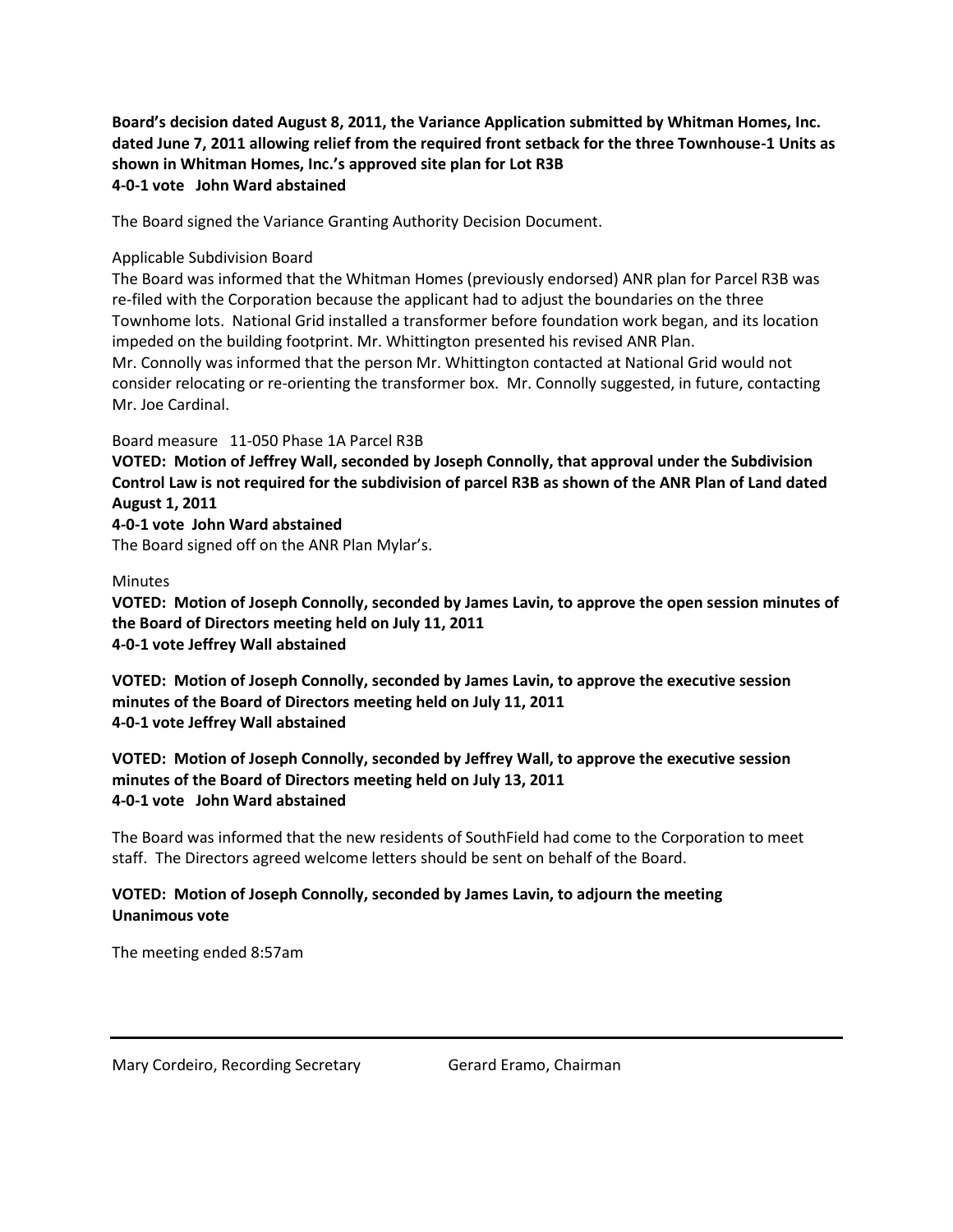**Board's decision dated August 8, 2011, the Variance Application submitted by Whitman Homes, Inc. dated June 7, 2011 allowing relief from the required front setback for the three Townhouse-1 Units as shown in Whitman Homes, Inc.'s approved site plan for Lot R3B**
**4-0-1 vote John Ward abstained**

The Board signed the Variance Granting Authority Decision Document.

Applicable Subdivision Board

The Board was informed that the Whitman Homes (previously endorsed) ANR plan for Parcel R3B was re-filed with the Corporation because the applicant had to adjust the boundaries on the three Townhome lots. National Grid installed a transformer before foundation work began, and its location impeded on the building footprint. Mr. Whittington presented his revised ANR Plan.
Mr. Connolly was informed that the person Mr. Whittington contacted at National Grid would not consider relocating or re-orienting the transformer box. Mr. Connolly suggested, in future, contacting Mr. Joe Cardinal.

Board measure 11-050 Phase 1A Parcel R3B

**VOTED: Motion of Jeffrey Wall, seconded by Joseph Connolly, that approval under the Subdivision Control Law is not required for the subdivision of parcel R3B as shown of the ANR Plan of Land dated August 1, 2011**
**4-0-1 vote John Ward abstained**

The Board signed off on the ANR Plan Mylar's.

Minutes

**VOTED: Motion of Joseph Connolly, seconded by James Lavin, to approve the open session minutes of the Board of Directors meeting held on July 11, 2011**
**4-0-1 vote Jeffrey Wall abstained**

**VOTED: Motion of Joseph Connolly, seconded by James Lavin, to approve the executive session minutes of the Board of Directors meeting held on July 11, 2011**
**4-0-1 vote Jeffrey Wall abstained**

**VOTED: Motion of Joseph Connolly, seconded by Jeffrey Wall, to approve the executive session minutes of the Board of Directors meeting held on July 13, 2011**
**4-0-1 vote John Ward abstained**

The Board was informed that the new residents of SouthField had come to the Corporation to meet staff. The Directors agreed welcome letters should be sent on behalf of the Board.

**VOTED: Motion of Joseph Connolly, seconded by James Lavin, to adjourn the meeting**
**Unanimous vote**

The meeting ended 8:57am

---

Mary Cordeiro, Recording Secretary

Gerard Eramo, Chairman